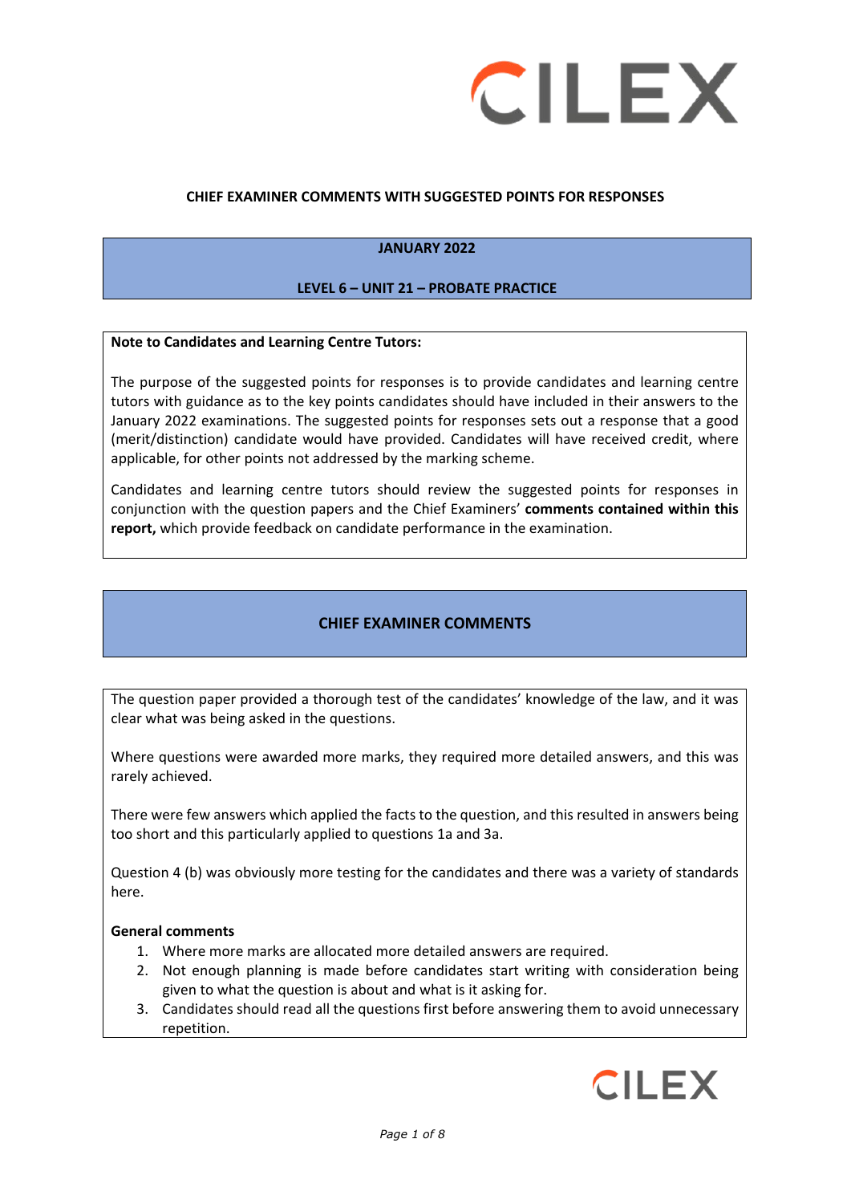**CHIEF EXAMINER COMMENTS WITH SUGGESTED POINTS FOR RESPONSES**

**JANUARY 2022**

**LEVEL 6 – UNIT 21 – PROBATE PRACTICE**

**Note to Candidates and Learning Centre Tutors:**

The purpose of the suggested points for responses is to provide candidates and learning centre tutors with guidance as to the key points candidates should have included in their answers to the January 2022 examinations. The suggested points for responses sets out a response that a good (merit/distinction) candidate would have provided. Candidates will have received credit, where applicable, for other points not addressed by the marking scheme.

Candidates and learning centre tutors should review the suggested points for responses in conjunction with the question papers and the Chief Examiners' **comments contained within this report,** which provide feedback on candidate performance in the examination.

## CHIEF EXAMINER COMMENTS

The question paper provided a thorough test of the candidates' knowledge of the law, and it was clear what was being asked in the questions.

Where questions were awarded more marks, they required more detailed answers, and this was rarely achieved.

There were few answers which applied the facts to the question, and this resulted in answers being too short and this particularly applied to questions 1a and 3a.

Question 4 (b) was obviously more testing for the candidates and there was a variety of standards here.

**General comments**

1. Where more marks are allocated more detailed answers are required.
2. Not enough planning is made before candidates start writing with consideration being given to what the question is about and what is it asking for.
3. Candidates should read all the questions first before answering them to avoid unnecessary repetition.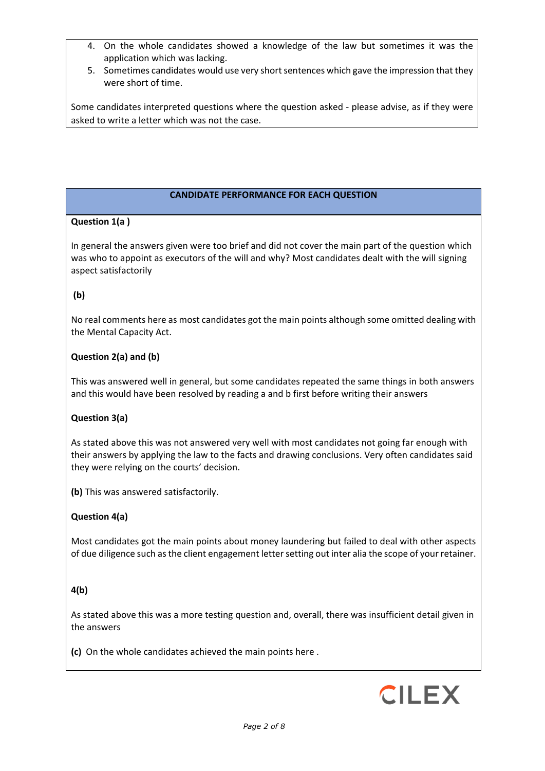4. On the whole candidates showed a knowledge of the law but sometimes it was the application which was lacking.
5. Sometimes candidates would use very short sentences which gave the impression that they were short of time.

Some candidates interpreted questions where the question asked - please advise, as if they were asked to write a letter which was not the case.

## CANDIDATE PERFORMANCE FOR EACH QUESTION

**Question 1(a )**

In general the answers given were too brief and did not cover the main part of the question which was who to appoint as executors of the will and why? Most candidates dealt with the will signing aspect satisfactorily

**(b)**

No real comments here as most candidates got the main points although some omitted dealing with the Mental Capacity Act.

**Question 2(a) and (b)**

This was answered well in general, but some candidates repeated the same things in both answers and this would have been resolved by reading a and b first before writing their answers

**Question 3(a)**

As stated above this was not answered very well with most candidates not going far enough with their answers by applying the law to the facts and drawing conclusions. Very often candidates said they were relying on the courts' decision.

**(b)** This was answered satisfactorily.

**Question 4(a)**

Most candidates got the main points about money laundering but failed to deal with other aspects of due diligence such as the client engagement letter setting out inter alia the scope of your retainer.

**4(b)**

As stated above this was a more testing question and, overall, there was insufficient detail given in the answers

**(c)** On the whole candidates achieved the main points here .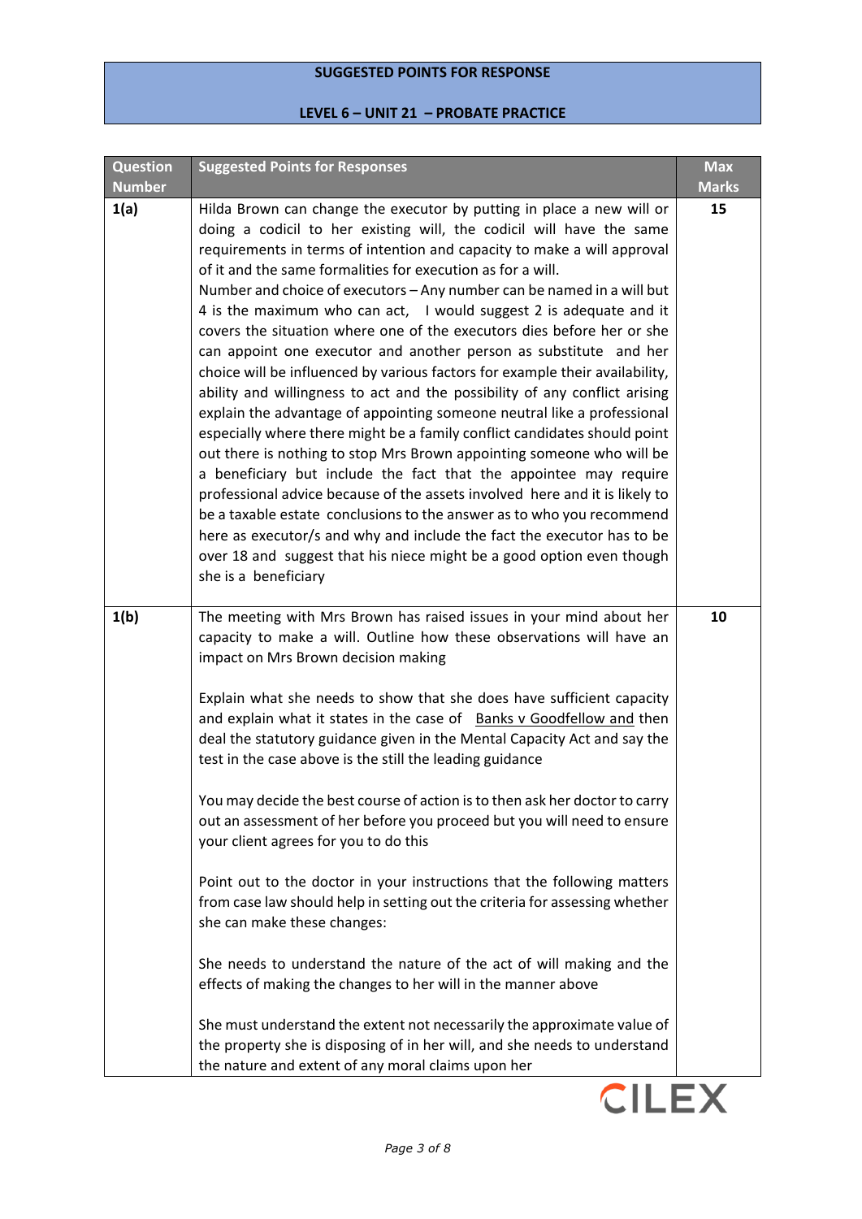**SUGGESTED POINTS FOR RESPONSE**

**LEVEL 6 – UNIT 21 – PROBATE PRACTICE**

| Question Number | Suggested Points for Responses | Max Marks |
|---|---|---|
| **1(a)** | Hilda Brown can change the executor by putting in place a new will or doing a codicil to her existing will, the codicil will have the same requirements in terms of intention and capacity to make a will approval of it and the same formalities for execution as for a will.<br>Number and choice of executors – Any number can be named in a will but 4 is the maximum who can act, I would suggest 2 is adequate and it covers the situation where one of the executors dies before her or she can appoint one executor and another person as substitute and her choice will be influenced by various factors for example their availability, ability and willingness to act and the possibility of any conflict arising explain the advantage of appointing someone neutral like a professional especially where there might be a family conflict candidates should point out there is nothing to stop Mrs Brown appointing someone who will be a beneficiary but include the fact that the appointee may require professional advice because of the assets involved here and it is likely to be a taxable estate conclusions to the answer as to who you recommend here as executor/s and why and include the fact the executor has to be over 18 and suggest that his niece might be a good option even though she is a beneficiary | 15 |
| **1(b)** | The meeting with Mrs Brown has raised issues in your mind about her capacity to make a will. Outline how these observations will have an impact on Mrs Brown decision making<br><br>Explain what she needs to show that she does have sufficient capacity and explain what it states in the case of <u>Banks v Goodfellow and</u> then deal the statutory guidance given in the Mental Capacity Act and say the test in the case above is the still the leading guidance<br><br>You may decide the best course of action is to then ask her doctor to carry out an assessment of her before you proceed but you will need to ensure your client agrees for you to do this<br><br>Point out to the doctor in your instructions that the following matters from case law should help in setting out the criteria for assessing whether she can make these changes:<br><br>She needs to understand the nature of the act of will making and the effects of making the changes to her will in the manner above<br><br>She must understand the extent not necessarily the approximate value of the property she is disposing of in her will, and she needs to understand the nature and extent of any moral claims upon her | 10 |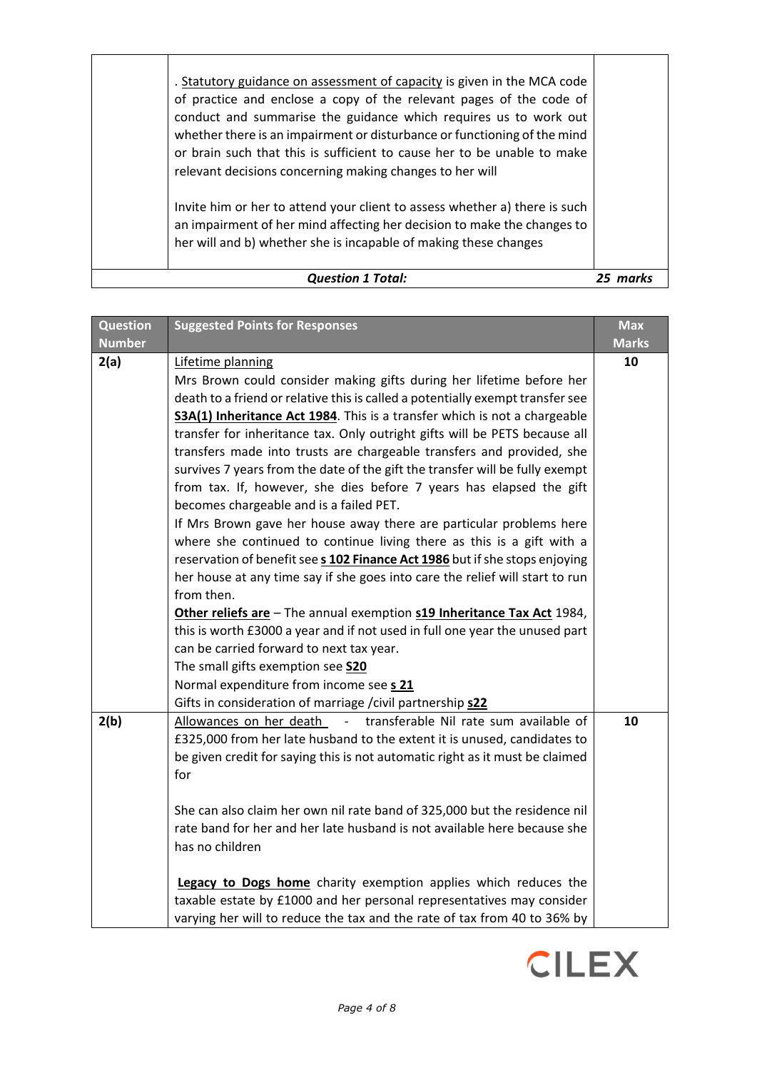| | | |
|---|---|---|
| | . Statutory guidance on assessment of capacity is given in the MCA code of practice and enclose a copy of the relevant pages of the code of conduct and summarise the guidance which requires us to work out whether there is an impairment or disturbance or functioning of the mind or brain such that this is sufficient to cause her to be unable to make relevant decisions concerning making changes to her will<br><br>Invite him or her to attend your client to assess whether a) there is such an impairment of her mind affecting her decision to make the changes to her will and b) whether she is incapable of making these changes | |
| | ***Question 1 Total:*** | ***25 marks*** |

| Question Number | Suggested Points for Responses | Max Marks |
|---|---|---|
| **2(a)** | Lifetime planning<br>Mrs Brown could consider making gifts during her lifetime before her death to a friend or relative this is called a potentially exempt transfer see **S3A(1) Inheritance Act 1984**. This is a transfer which is not a chargeable transfer for inheritance tax. Only outright gifts will be PETS because all transfers made into trusts are chargeable transfers and provided, she survives 7 years from the date of the gift the transfer will be fully exempt from tax. If, however, she dies before 7 years has elapsed the gift becomes chargeable and is a failed PET.<br>If Mrs Brown gave her house away there are particular problems here where she continued to continue living there as this is a gift with a reservation of benefit see **s 102 Finance Act 1986** but if she stops enjoying her house at any time say if she goes into care the relief will start to run from then.<br>**Other reliefs are** – The annual exemption **s19 Inheritance Tax Act** 1984, this is worth £3000 a year and if not used in full one year the unused part can be carried forward to next tax year.<br>The small gifts exemption see **S20**<br>Normal expenditure from income see **s 21**<br>Gifts in consideration of marriage /civil partnership **s22** | 10 |
| **2(b)** | Allowances on her death - transferable Nil rate sum available of £325,000 from her late husband to the extent it is unused, candidates to be given credit for saying this is not automatic right as it must be claimed for<br><br>She can also claim her own nil rate band of 325,000 but the residence nil rate band for her and her late husband is not available here because she has no children<br><br>**Legacy to Dogs home** charity exemption applies which reduces the taxable estate by £1000 and her personal representatives may consider varying her will to reduce the tax and the rate of tax from 40 to 36% by | 10 |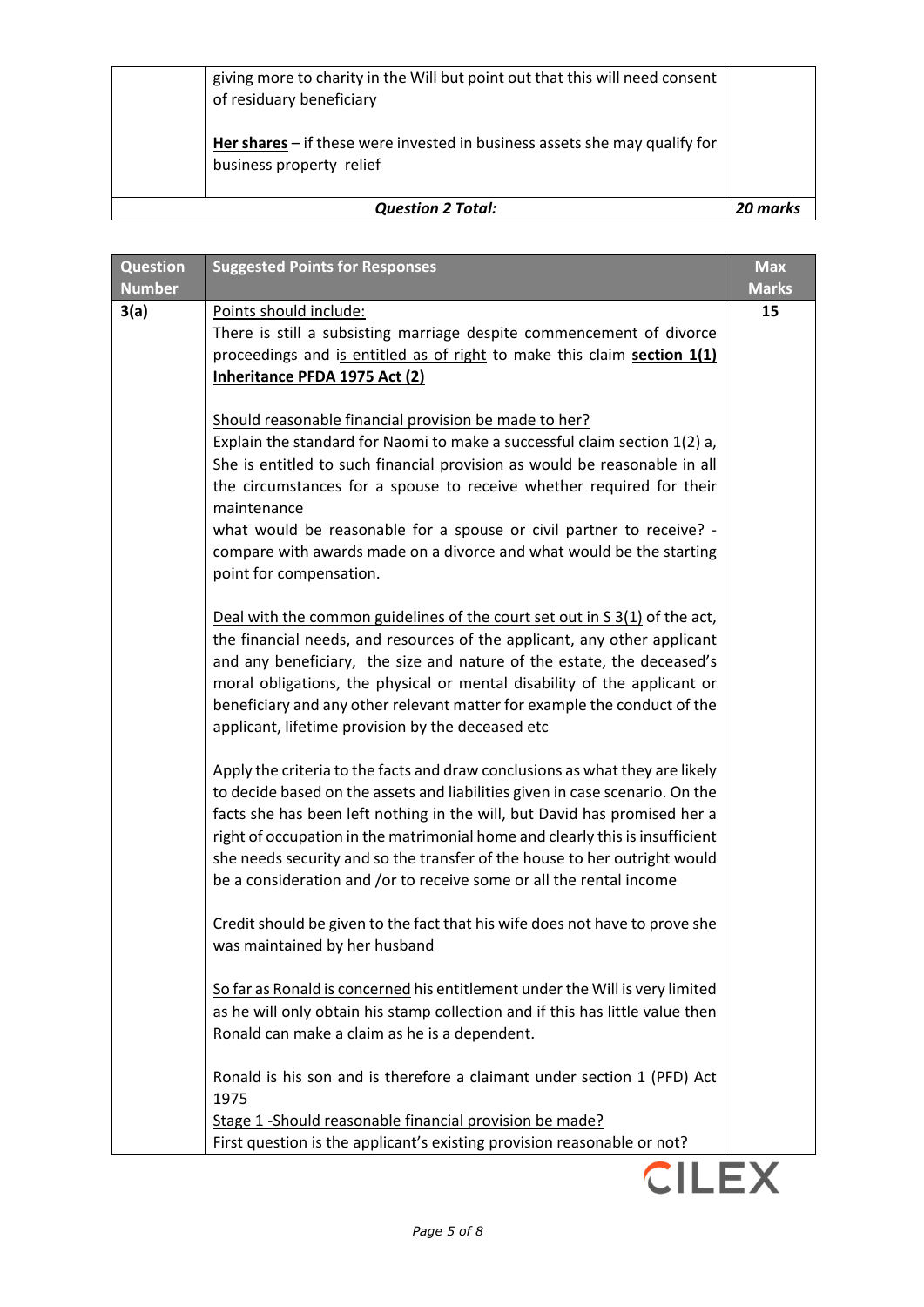| | giving more to charity in the Will but point out that this will need consent of residuary beneficiary<br><br>**Her shares** – if these were invested in business assets she may qualify for business property relief | |
|---|---|---|
| | ***Question 2 Total:*** | ***20 marks*** |

| Question Number | Suggested Points for Responses | Max Marks |
|---|---|---|
| **3(a)** | Points should include:<br>There is still a subsisting marriage despite commencement of divorce proceedings and is entitled as of right to make this claim **section 1(1) Inheritance PFDA 1975 Act (2)**<br><br>Should reasonable financial provision be made to her?<br>Explain the standard for Naomi to make a successful claim section 1(2) a, She is entitled to such financial provision as would be reasonable in all the circumstances for a spouse to receive whether required for their maintenance<br>what would be reasonable for a spouse or civil partner to receive? - compare with awards made on a divorce and what would be the starting point for compensation.<br><br>Deal with the common guidelines of the court set out in S 3(1) of the act, the financial needs, and resources of the applicant, any other applicant and any beneficiary, the size and nature of the estate, the deceased's moral obligations, the physical or mental disability of the applicant or beneficiary and any other relevant matter for example the conduct of the applicant, lifetime provision by the deceased etc<br><br>Apply the criteria to the facts and draw conclusions as what they are likely to decide based on the assets and liabilities given in case scenario. On the facts she has been left nothing in the will, but David has promised her a right of occupation in the matrimonial home and clearly this is insufficient she needs security and so the transfer of the house to her outright would be a consideration and /or to receive some or all the rental income<br><br>Credit should be given to the fact that his wife does not have to prove she was maintained by her husband<br><br>So far as Ronald is concerned his entitlement under the Will is very limited as he will only obtain his stamp collection and if this has little value then Ronald can make a claim as he is a dependent.<br><br>Ronald is his son and is therefore a claimant under section 1 (PFD) Act 1975<br>Stage 1 -Should reasonable financial provision be made?<br>First question is the applicant's existing provision reasonable or not? | **15** |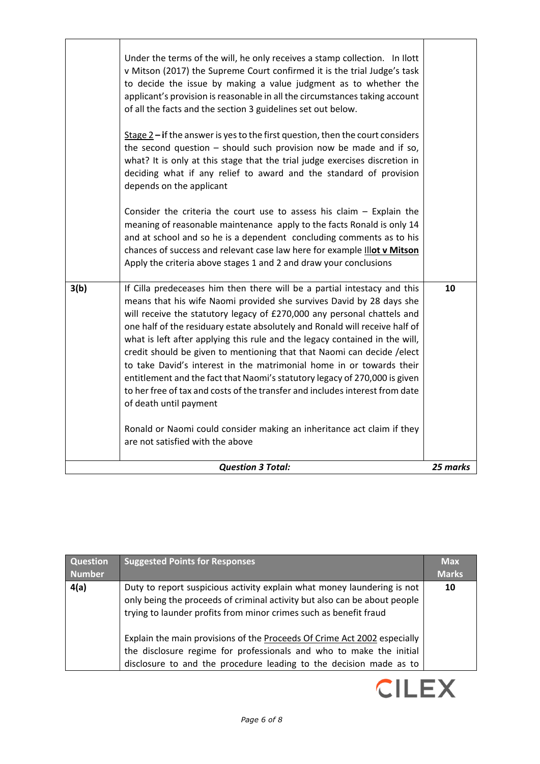| | | |
|---|---|---|
| | Under the terms of the will, he only receives a stamp collection. In Ilott v Mitson (2017) the Supreme Court confirmed it is the trial Judge's task to decide the issue by making a value judgment as to whether the applicant's provision is reasonable in all the circumstances taking account of all the facts and the section 3 guidelines set out below.<br><br><u>Stage 2</u> **– i**f the answer is yes to the first question, then the court considers the second question – should such provision now be made and if so, what? It is only at this stage that the trial judge exercises discretion in deciding what if any relief to award and the standard of provision depends on the applicant<br><br>Consider the criteria the court use to assess his claim – Explain the meaning of reasonable maintenance apply to the facts Ronald is only 14 and at school and so he is a dependent concluding comments as to his chances of success and relevant case law here for example <u>Ill**ot v Mitson**</u> Apply the criteria above stages 1 and 2 and draw your conclusions | |
| **3(b)** | If Cilla predeceases him then there will be a partial intestacy and this means that his wife Naomi provided she survives David by 28 days she will receive the statutory legacy of £270,000 any personal chattels and one half of the residuary estate absolutely and Ronald will receive half of what is left after applying this rule and the legacy contained in the will, credit should be given to mentioning that that Naomi can decide /elect to take David's interest in the matrimonial home in or towards their entitlement and the fact that Naomi's statutory legacy of 270,000 is given to her free of tax and costs of the transfer and includes interest from date of death until payment<br><br>Ronald or Naomi could consider making an inheritance act claim if they are not satisfied with the above | **10** |
| | ***Question 3 Total:*** | ***25 marks*** |

| Question Number | Suggested Points for Responses | Max Marks |
|---|---|---|
| **4(a)** | Duty to report suspicious activity explain what money laundering is not only being the proceeds of criminal activity but also can be about people trying to launder profits from minor crimes such as benefit fraud<br><br>Explain the main provisions of the <u>Proceeds Of Crime Act 2002</u> especially the disclosure regime for professionals and who to make the initial disclosure to and the procedure leading to the decision made as to | **10** |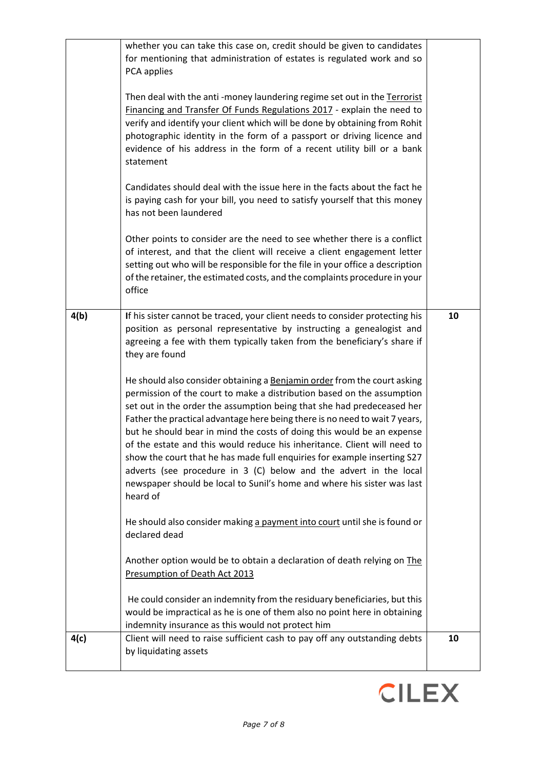| | | |
|---|---|---|
| | whether you can take this case on, credit should be given to candidates for mentioning that administration of estates is regulated work and so PCA applies<br><br>Then deal with the anti -money laundering regime set out in the <u>Terrorist Financing and Transfer Of Funds Regulations 2017</u> - explain the need to verify and identify your client which will be done by obtaining from Rohit photographic identity in the form of a passport or driving licence and evidence of his address in the form of a recent utility bill or a bank statement<br><br>Candidates should deal with the issue here in the facts about the fact he is paying cash for your bill, you need to satisfy yourself that this money has not been laundered<br><br>Other points to consider are the need to see whether there is a conflict of interest, and that the client will receive a client engagement letter setting out who will be responsible for the file in your office a description of the retainer, the estimated costs, and the complaints procedure in your office | |
| **4(b)** | If his sister cannot be traced, your client needs to consider protecting his position as personal representative by instructing a genealogist and agreeing a fee with them typically taken from the beneficiary's share if they are found<br><br>He should also consider obtaining a <u>Benjamin order</u> from the court asking permission of the court to make a distribution based on the assumption set out in the order the assumption being that she had predeceased her Father the practical advantage here being there is no need to wait 7 years, but he should bear in mind the costs of doing this would be an expense of the estate and this would reduce his inheritance. Client will need to show the court that he has made full enquiries for example inserting S27 adverts (see procedure in 3 (C) below and the advert in the local newspaper should be local to Sunil's home and where his sister was last heard of<br><br>He should also consider making <u>a payment into court</u> until she is found or declared dead<br><br>Another option would be to obtain a declaration of death relying on <u>The Presumption of Death Act 2013</u><br><br>He could consider an indemnity from the residuary beneficiaries, but this would be impractical as he is one of them also no point here in obtaining indemnity insurance as this would not protect him | **10** |
| **4(c)** | Client will need to raise sufficient cash to pay off any outstanding debts by liquidating assets | **10** |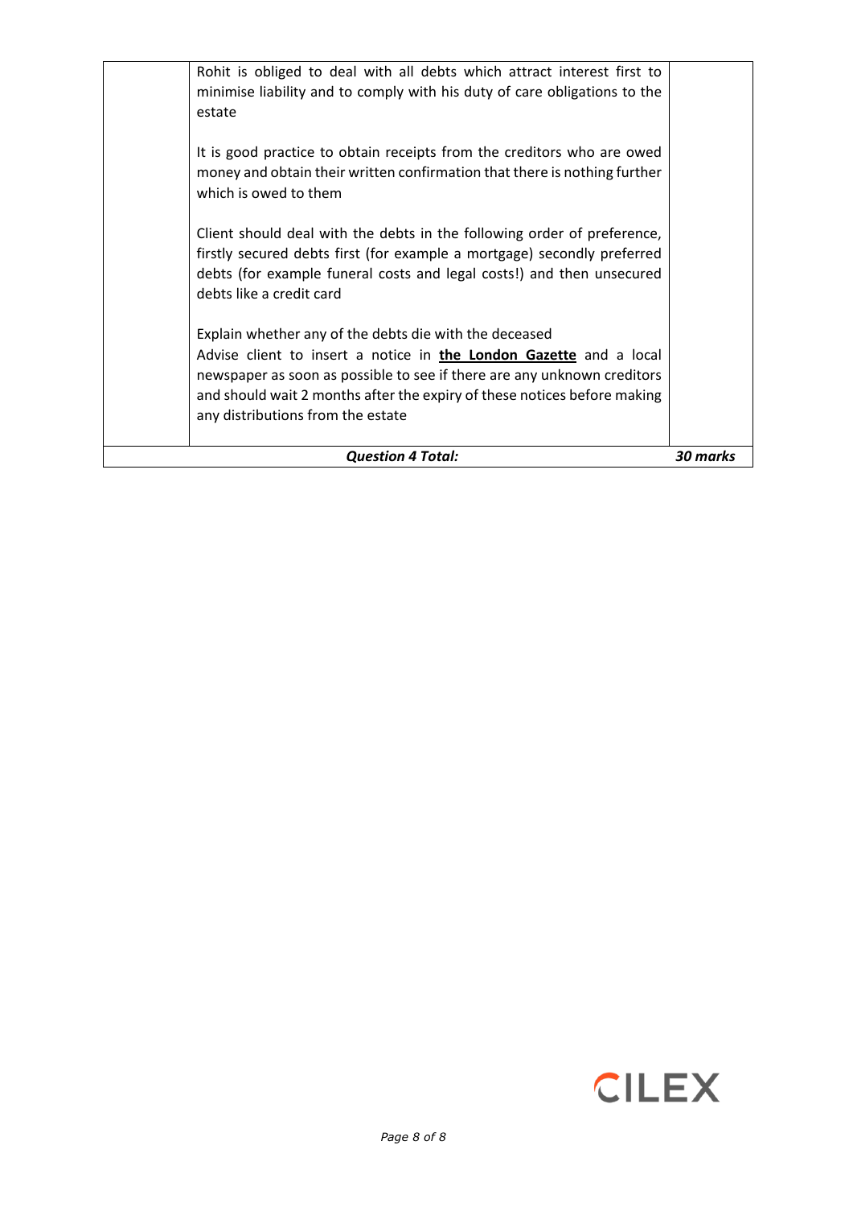| | | |
|---|---|---|
| | Rohit is obliged to deal with all debts which attract interest first to minimise liability and to comply with his duty of care obligations to the estate<br><br>It is good practice to obtain receipts from the creditors who are owed money and obtain their written confirmation that there is nothing further which is owed to them<br><br>Client should deal with the debts in the following order of preference, firstly secured debts first (for example a mortgage) secondly preferred debts (for example funeral costs and legal costs!) and then unsecured debts like a credit card<br><br>Explain whether any of the debts die with the deceased<br>Advise client to insert a notice in **the London Gazette** and a local newspaper as soon as possible to see if there are any unknown creditors and should wait 2 months after the expiry of these notices before making any distributions from the estate | |
| ***Question 4 Total:*** | | ***30 marks*** |